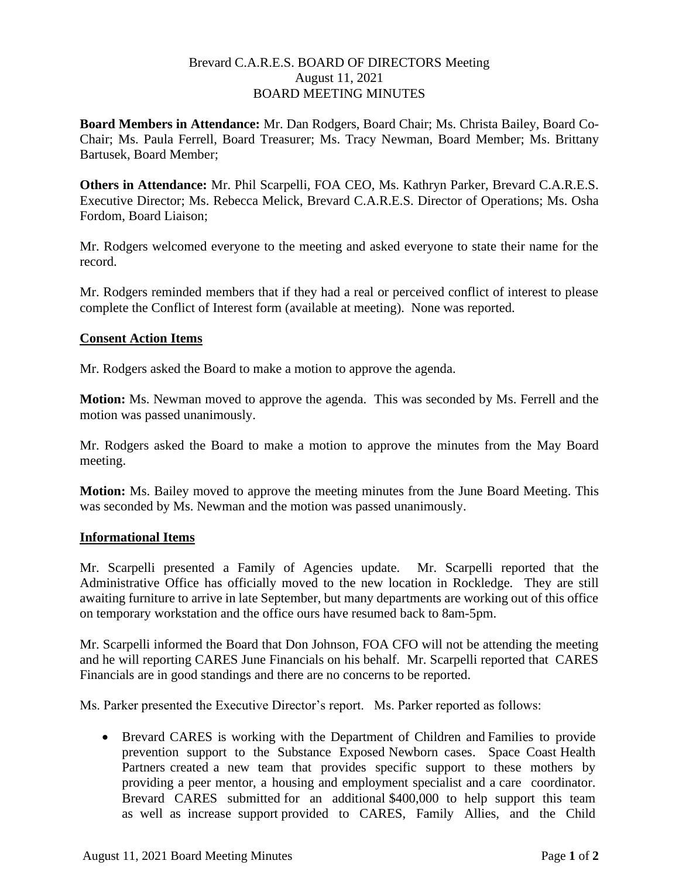Brevard C.A.R.E.S. BOARD OF DIRECTORS Meeting
August 11, 2021
BOARD MEETING MINUTES

**Board Members in Attendance:** Mr. Dan Rodgers, Board Chair; Ms. Christa Bailey, Board Co-Chair; Ms. Paula Ferrell, Board Treasurer; Ms. Tracy Newman, Board Member; Ms. Brittany Bartusek, Board Member;

**Others in Attendance:** Mr. Phil Scarpelli, FOA CEO, Ms. Kathryn Parker, Brevard C.A.R.E.S. Executive Director; Ms. Rebecca Melick, Brevard C.A.R.E.S. Director of Operations; Ms. Osha Fordom, Board Liaison;

Mr. Rodgers welcomed everyone to the meeting and asked everyone to state their name for the record.

Mr. Rodgers reminded members that if they had a real or perceived conflict of interest to please complete the Conflict of Interest form (available at meeting). None was reported.

## Consent Action Items

Mr. Rodgers asked the Board to make a motion to approve the agenda.

**Motion:** Ms. Newman moved to approve the agenda. This was seconded by Ms. Ferrell and the motion was passed unanimously.

Mr. Rodgers asked the Board to make a motion to approve the minutes from the May Board meeting.

**Motion:** Ms. Bailey moved to approve the meeting minutes from the June Board Meeting. This was seconded by Ms. Newman and the motion was passed unanimously.

## Informational Items

Mr. Scarpelli presented a Family of Agencies update. Mr. Scarpelli reported that the Administrative Office has officially moved to the new location in Rockledge. They are still awaiting furniture to arrive in late September, but many departments are working out of this office on temporary workstation and the office ours have resumed back to 8am-5pm.

Mr. Scarpelli informed the Board that Don Johnson, FOA CFO will not be attending the meeting and he will reporting CARES June Financials on his behalf. Mr. Scarpelli reported that CARES Financials are in good standings and there are no concerns to be reported.

Ms. Parker presented the Executive Director's report. Ms. Parker reported as follows:

- Brevard CARES is working with the Department of Children and Families to provide prevention support to the Substance Exposed Newborn cases. Space Coast Health Partners created a new team that provides specific support to these mothers by providing a peer mentor, a housing and employment specialist and a care coordinator. Brevard CARES submitted for an additional $400,000 to help support this team as well as increase support provided to CARES, Family Allies, and the Child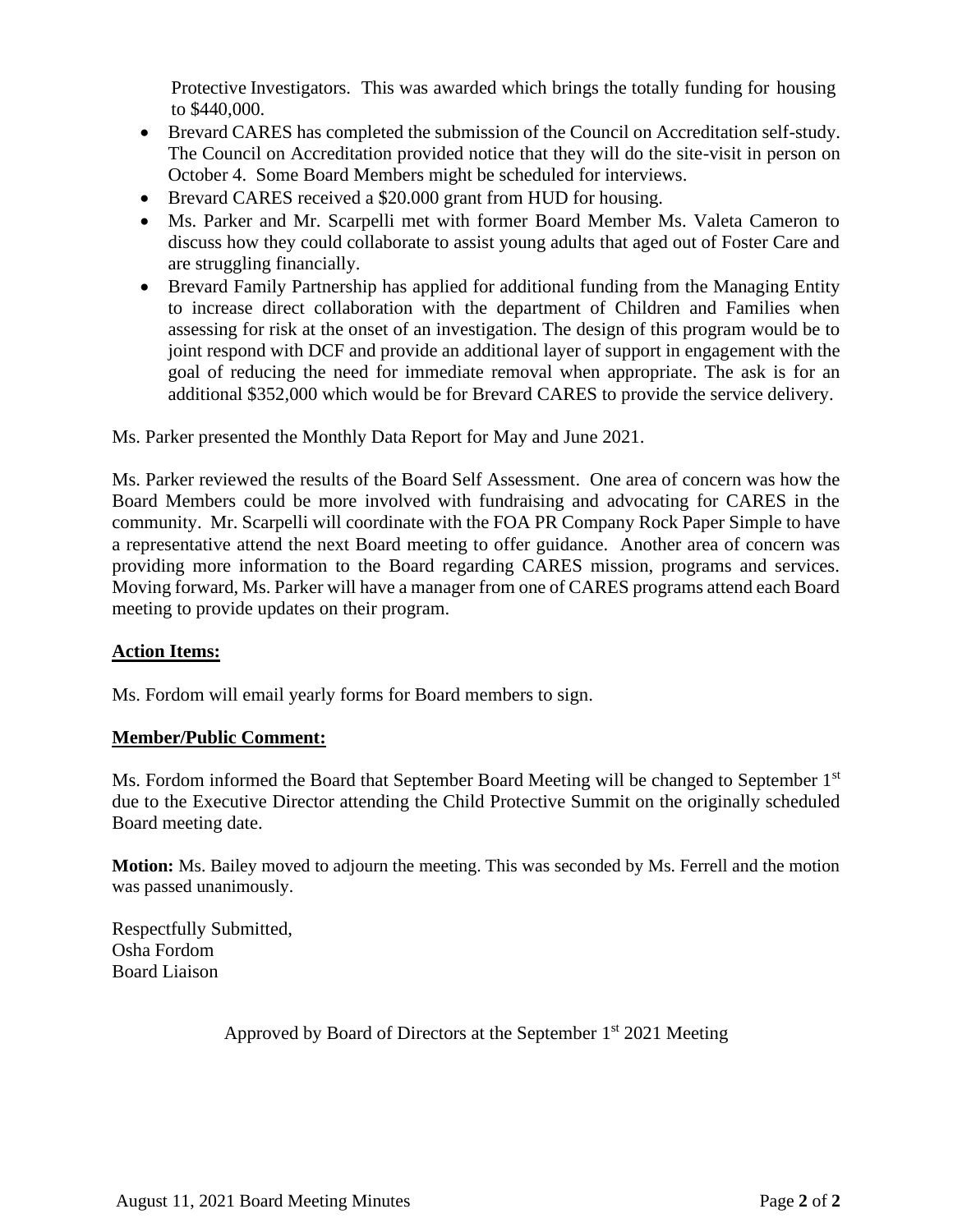Protective Investigators. This was awarded which brings the totally funding for housing to $440,000.

- Brevard CARES has completed the submission of the Council on Accreditation self-study. The Council on Accreditation provided notice that they will do the site-visit in person on October 4. Some Board Members might be scheduled for interviews.
- Brevard CARES received a $20.000 grant from HUD for housing.
- Ms. Parker and Mr. Scarpelli met with former Board Member Ms. Valeta Cameron to discuss how they could collaborate to assist young adults that aged out of Foster Care and are struggling financially.
- Brevard Family Partnership has applied for additional funding from the Managing Entity to increase direct collaboration with the department of Children and Families when assessing for risk at the onset of an investigation. The design of this program would be to joint respond with DCF and provide an additional layer of support in engagement with the goal of reducing the need for immediate removal when appropriate. The ask is for an additional $352,000 which would be for Brevard CARES to provide the service delivery.

Ms. Parker presented the Monthly Data Report for May and June 2021.

Ms. Parker reviewed the results of the Board Self Assessment. One area of concern was how the Board Members could be more involved with fundraising and advocating for CARES in the community. Mr. Scarpelli will coordinate with the FOA PR Company Rock Paper Simple to have a representative attend the next Board meeting to offer guidance. Another area of concern was providing more information to the Board regarding CARES mission, programs and services. Moving forward, Ms. Parker will have a manager from one of CARES programs attend each Board meeting to provide updates on their program.

**Action Items:**

Ms. Fordom will email yearly forms for Board members to sign.

**Member/Public Comment:**

Ms. Fordom informed the Board that September Board Meeting will be changed to September 1st due to the Executive Director attending the Child Protective Summit on the originally scheduled Board meeting date.

**Motion:** Ms. Bailey moved to adjourn the meeting. This was seconded by Ms. Ferrell and the motion was passed unanimously.

Respectfully Submitted,
Osha Fordom
Board Liaison

Approved by Board of Directors at the September 1st 2021 Meeting